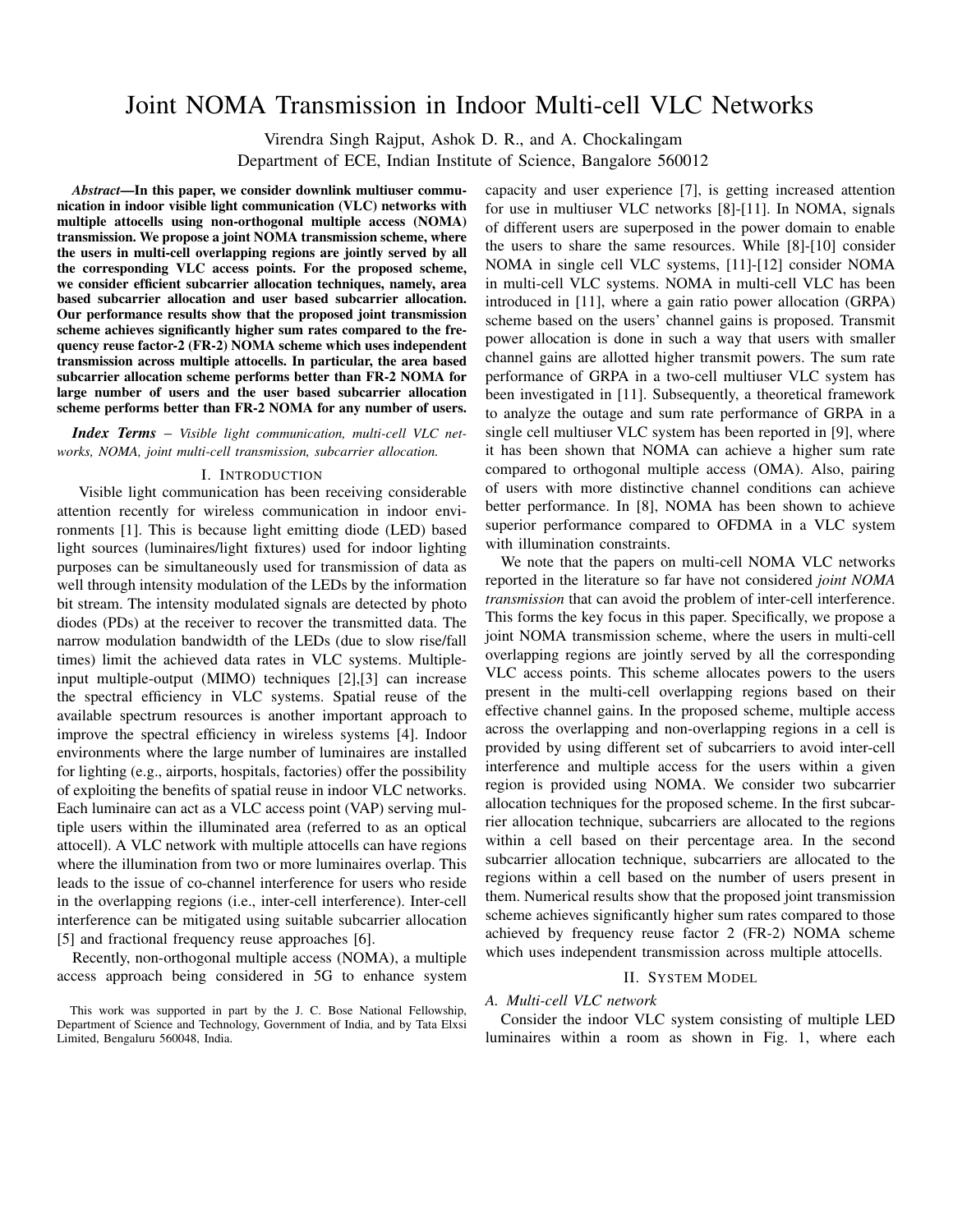# Joint NOMA Transmission in Indoor Multi-cell VLC Networks

Virendra Singh Rajput, Ashok D. R., and A. Chockalingam
Department of ECE, Indian Institute of Science, Bangalore 560012

***Abstract*—In this paper, we consider downlink multiuser communication in indoor visible light communication (VLC) networks with multiple attocells using non-orthogonal multiple access (NOMA) transmission. We propose a joint NOMA transmission scheme, where the users in multi-cell overlapping regions are jointly served by all the corresponding VLC access points. For the proposed scheme, we consider efficient subcarrier allocation techniques, namely, area based subcarrier allocation and user based subcarrier allocation. Our performance results show that the proposed joint transmission scheme achieves significantly higher sum rates compared to the frequency reuse factor-2 (FR-2) NOMA scheme which uses independent transmission across multiple attocells. In particular, the area based subcarrier allocation scheme performs better than FR-2 NOMA for large number of users and the user based subcarrier allocation scheme performs better than FR-2 NOMA for any number of users.**

***Index Terms*** – *Visible light communication, multi-cell VLC networks, NOMA, joint multi-cell transmission, subcarrier allocation.*

## I. Introduction

Visible light communication has been receiving considerable attention recently for wireless communication in indoor environments [1]. This is because light emitting diode (LED) based light sources (luminaires/light fixtures) used for indoor lighting purposes can be simultaneously used for transmission of data as well through intensity modulation of the LEDs by the information bit stream. The intensity modulated signals are detected by photo diodes (PDs) at the receiver to recover the transmitted data. The narrow modulation bandwidth of the LEDs (due to slow rise/fall times) limit the achieved data rates in VLC systems. Multiple-input multiple-output (MIMO) techniques [2],[3] can increase the spectral efficiency in VLC systems. Spatial reuse of the available spectrum resources is another important approach to improve the spectral efficiency in wireless systems [4]. Indoor environments where the large number of luminaires are installed for lighting (e.g., airports, hospitals, factories) offer the possibility of exploiting the benefits of spatial reuse in indoor VLC networks. Each luminaire can act as a VLC access point (VAP) serving multiple users within the illuminated area (referred to as an optical attocell). A VLC network with multiple attocells can have regions where the illumination from two or more luminaires overlap. This leads to the issue of co-channel interference for users who reside in the overlapping regions (i.e., inter-cell interference). Inter-cell interference can be mitigated using suitable subcarrier allocation [5] and fractional frequency reuse approaches [6].

Recently, non-orthogonal multiple access (NOMA), a multiple access approach being considered in 5G to enhance system capacity and user experience [7], is getting increased attention for use in multiuser VLC networks [8]-[11]. In NOMA, signals of different users are superposed in the power domain to enable the users to share the same resources. While [8]-[10] consider NOMA in single cell VLC systems, [11]-[12] consider NOMA in multi-cell VLC systems. NOMA in multi-cell VLC has been introduced in [11], where a gain ratio power allocation (GRPA) scheme based on the users' channel gains is proposed. Transmit power allocation is done in such a way that users with smaller channel gains are allotted higher transmit powers. The sum rate performance of GRPA in a two-cell multiuser VLC system has been investigated in [11]. Subsequently, a theoretical framework to analyze the outage and sum rate performance of GRPA in a single cell multiuser VLC system has been reported in [9], where it has been shown that NOMA can achieve a higher sum rate compared to orthogonal multiple access (OMA). Also, pairing of users with more distinctive channel conditions can achieve better performance. In [8], NOMA has been shown to achieve superior performance compared to OFDMA in a VLC system with illumination constraints.

We note that the papers on multi-cell NOMA VLC networks reported in the literature so far have not considered *joint NOMA transmission* that can avoid the problem of inter-cell interference. This forms the key focus in this paper. Specifically, we propose a joint NOMA transmission scheme, where the users in multi-cell overlapping regions are jointly served by all the corresponding VLC access points. This scheme allocates powers to the users present in the multi-cell overlapping regions based on their effective channel gains. In the proposed scheme, multiple access across the overlapping and non-overlapping regions in a cell is provided by using different set of subcarriers to avoid inter-cell interference and multiple access for the users within a given region is provided using NOMA. We consider two subcarrier allocation techniques for the proposed scheme. In the first subcarrier allocation technique, subcarriers are allocated to the regions within a cell based on their percentage area. In the second subcarrier allocation technique, subcarriers are allocated to the regions within a cell based on the number of users present in them. Numerical results show that the proposed joint transmission scheme achieves significantly higher sum rates compared to those achieved by frequency reuse factor 2 (FR-2) NOMA scheme which uses independent transmission across multiple attocells.

## II. System Model

### A. Multi-cell VLC network

Consider the indoor VLC system consisting of multiple LED luminaires within a room as shown in Fig. 1, where each

This work was supported in part by the J. C. Bose National Fellowship, Department of Science and Technology, Government of India, and by Tata Elxsi Limited, Bengaluru 560048, India.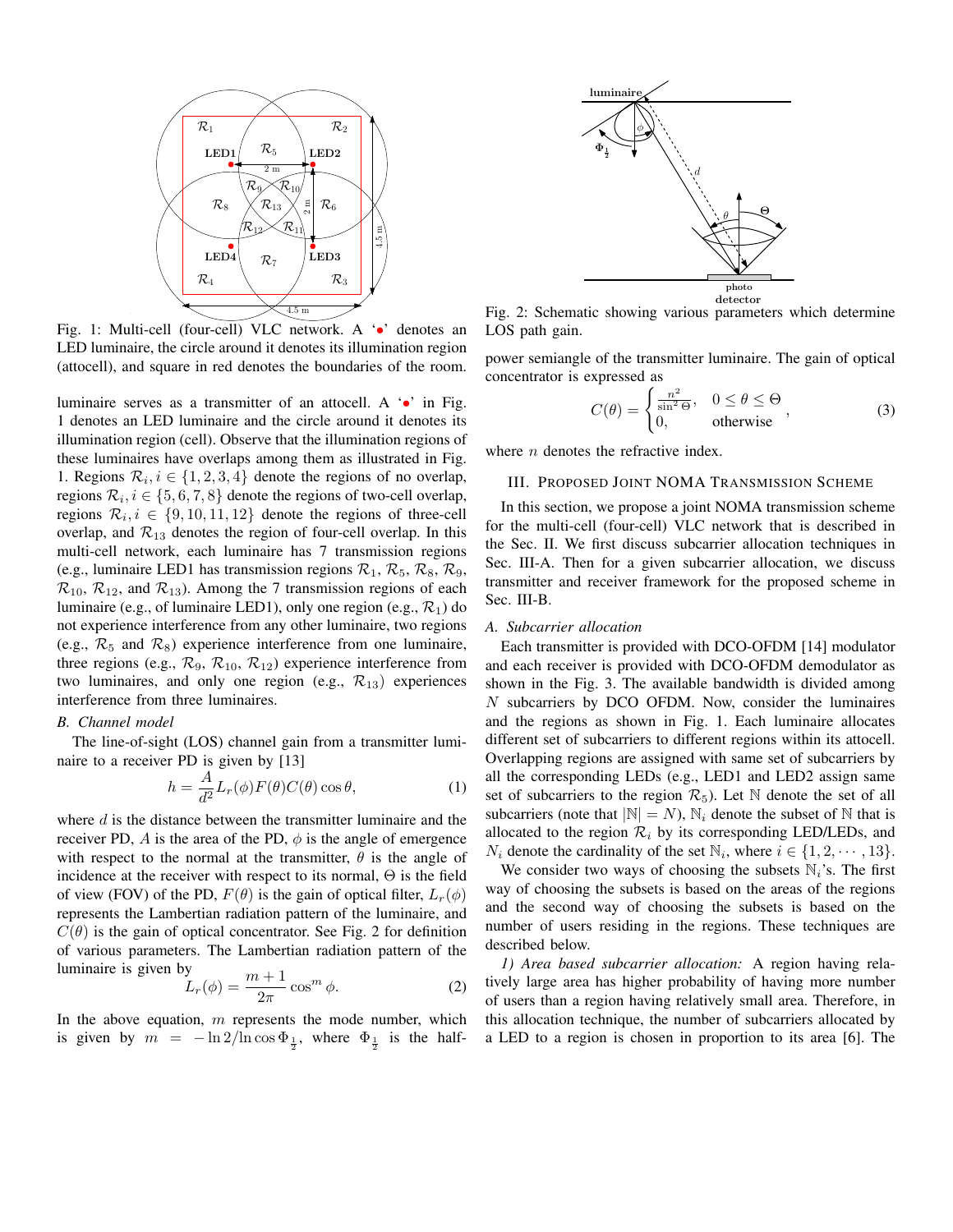Fig. 1: Multi-cell (four-cell) VLC network. A '•' denotes an LED luminaire, the circle around it denotes its illumination region (attocell), and square in red denotes the boundaries of the room.

luminaire serves as a transmitter of an attocell. A '•' in Fig. 1 denotes an LED luminaire and the circle around it denotes its illumination region (cell). Observe that the illumination regions of these luminaires have overlaps among them as illustrated in Fig. 1. Regions $\mathcal{R}_i, i \in \{1, 2, 3, 4\}$ denote the regions of no overlap, regions $\mathcal{R}_i, i \in \{5, 6, 7, 8\}$ denote the regions of two-cell overlap, regions $\mathcal{R}_i, i \in \{9, 10, 11, 12\}$ denote the regions of three-cell overlap, and $\mathcal{R}_{13}$ denotes the region of four-cell overlap. In this multi-cell network, each luminaire has 7 transmission regions (e.g., luminaire LED1 has transmission regions $\mathcal{R}_1$, $\mathcal{R}_5$, $\mathcal{R}_8$, $\mathcal{R}_9$, $\mathcal{R}_{10}$, $\mathcal{R}_{12}$, and $\mathcal{R}_{13}$). Among the 7 transmission regions of each luminaire (e.g., of luminaire LED1), only one region (e.g., $\mathcal{R}_1$) do not experience interference from any other luminaire, two regions (e.g., $\mathcal{R}_5$ and $\mathcal{R}_8$) experience interference from one luminaire, three regions (e.g., $\mathcal{R}_9$, $\mathcal{R}_{10}$, $\mathcal{R}_{12}$) experience interference from two luminaires, and only one region (e.g., $\mathcal{R}_{13}$) experiences interference from three luminaires.

### B. Channel model

The line-of-sight (LOS) channel gain from a transmitter luminaire to a receiver PD is given by [13]

$$h = \frac{A}{d^2} L_r(\phi) F(\theta) C(\theta) \cos\theta, \tag{1}$$

where $d$ is the distance between the transmitter luminaire and the receiver PD, $A$ is the area of the PD, $\phi$ is the angle of emergence with respect to the normal at the transmitter, $\theta$ is the angle of incidence at the receiver with respect to its normal, $\Theta$ is the field of view (FOV) of the PD, $F(\theta)$ is the gain of optical filter, $L_r(\phi)$ represents the Lambertian radiation pattern of the luminaire, and $C(\theta)$ is the gain of optical concentrator. See Fig. 2 for definition of various parameters. The Lambertian radiation pattern of the luminaire is given by

$$L_r(\phi) = \frac{m+1}{2\pi} \cos^m \phi. \tag{2}$$

In the above equation, $m$ represents the mode number, which is given by $m = -\ln 2/\ln\cos\Phi_{\frac{1}{2}}$, where $\Phi_{\frac{1}{2}}$ is the half-power semiangle of the transmitter luminaire. The gain of optical concentrator is expressed as

Fig. 2: Schematic showing various parameters which determine LOS path gain.

$$C(\theta) = \begin{cases} \frac{n^2}{\sin^2\Theta}, & 0 \le \theta \le \Theta \\ 0, & \text{otherwise} \end{cases}, \tag{3}$$

where $n$ denotes the refractive index.

## III. Proposed Joint NOMA Transmission Scheme

In this section, we propose a joint NOMA transmission scheme for the multi-cell (four-cell) VLC network that is described in the Sec. II. We first discuss subcarrier allocation techniques in Sec. III-A. Then for a given subcarrier allocation, we discuss transmitter and receiver framework for the proposed scheme in Sec. III-B.

### A. Subcarrier allocation

Each transmitter is provided with DCO-OFDM [14] modulator and each receiver is provided with DCO-OFDM demodulator as shown in the Fig. 3. The available bandwidth is divided among $N$ subcarriers by DCO OFDM. Now, consider the luminaires and the regions as shown in Fig. 1. Each luminaire allocates different set of subcarriers to different regions within its attocell. Overlapping regions are assigned with same set of subcarriers by all the corresponding LEDs (e.g., LED1 and LED2 assign same set of subcarriers to the region $\mathcal{R}_5$). Let $\mathbb{N}$ denote the set of all subcarriers (note that $|\mathbb{N}| = N$), $\mathbb{N}_i$ denote the subset of $\mathbb{N}$ that is allocated to the region $\mathcal{R}_i$ by its corresponding LED/LEDs, and $N_i$ denote the cardinality of the set $\mathbb{N}_i$, where $i \in \{1, 2, \cdots, 13\}$.

We consider two ways of choosing the subsets $\mathbb{N}_i$'s. The first way of choosing the subsets is based on the areas of the regions and the second way of choosing the subsets is based on the number of users residing in the regions. These techniques are described below.

*1) Area based subcarrier allocation:* A region having relatively large area has higher probability of having more number of users than a region having relatively small area. Therefore, in this allocation technique, the number of subcarriers allocated by a LED to a region is chosen in proportion to its area [6]. The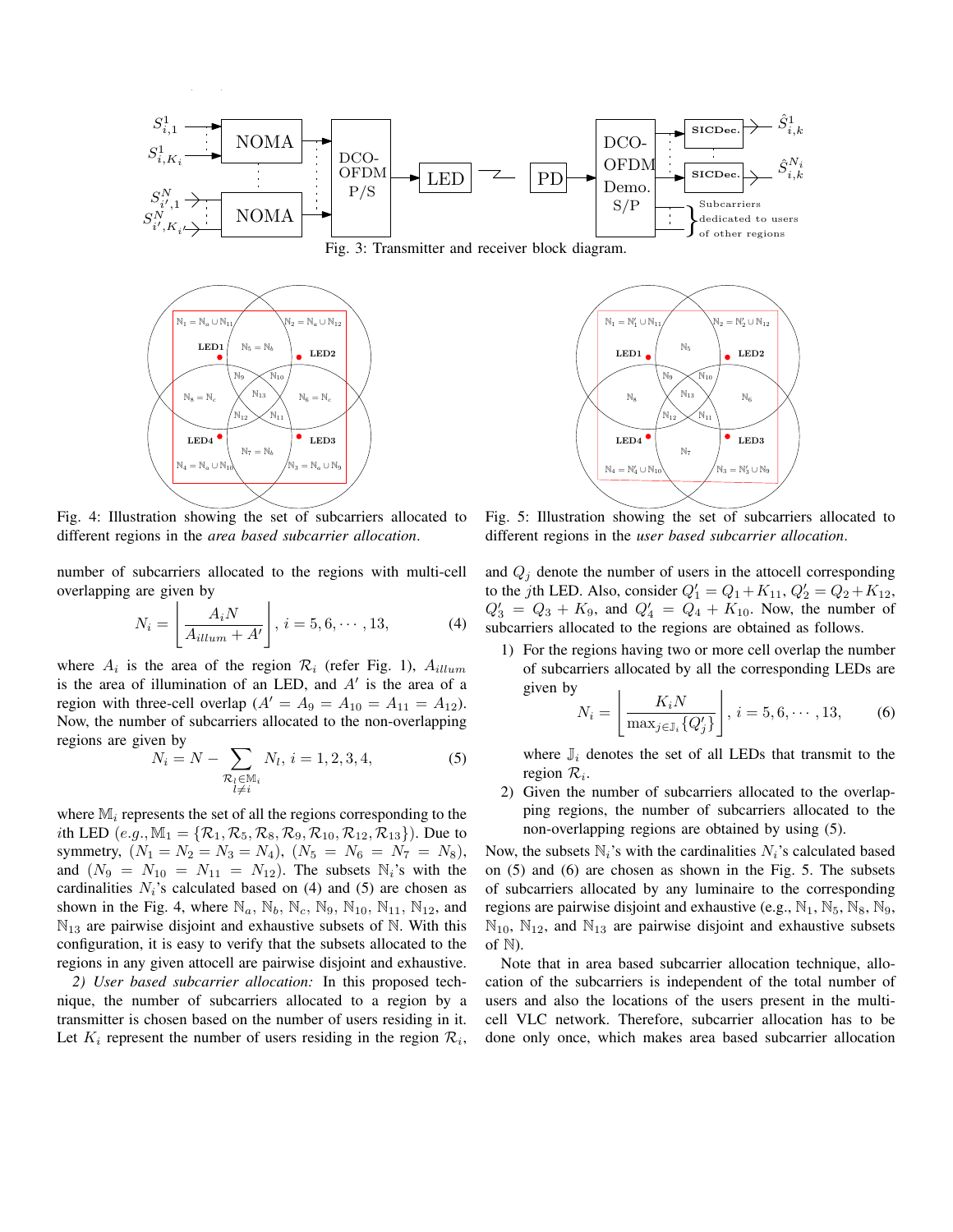Fig. 3: Transmitter and receiver block diagram.

Fig. 4: Illustration showing the set of subcarriers allocated to different regions in the *area based subcarrier allocation*.

Fig. 5: Illustration showing the set of subcarriers allocated to different regions in the *user based subcarrier allocation*.

number of subcarriers allocated to the regions with multi-cell overlapping are given by

$$N_i = \left\lfloor \frac{A_i N}{A_{illum} + A'} \right\rfloor, \; i = 5, 6, \cdots, 13, \tag{4}$$

where $A_i$ is the area of the region $\mathcal{R}_i$ (refer Fig. 1), $A_{illum}$ is the area of illumination of an LED, and $A'$ is the area of a region with three-cell overlap ($A' = A_9 = A_{10} = A_{11} = A_{12}$). Now, the number of subcarriers allocated to the non-overlapping regions are given by

$$N_i = N - \sum_{\substack{\mathcal{R}_l \in \mathbb{M}_i \\ l \neq i}} N_l, \; i = 1, 2, 3, 4, \tag{5}$$

where $\mathbb{M}_i$ represents the set of all the regions corresponding to the $i$th LED ($e.g.$, $\mathbb{M}_1 = \{\mathcal{R}_1, \mathcal{R}_5, \mathcal{R}_8, \mathcal{R}_9, \mathcal{R}_{10}, \mathcal{R}_{12}, \mathcal{R}_{13}\}$). Due to symmetry, ($N_1 = N_2 = N_3 = N_4$), ($N_5 = N_6 = N_7 = N_8$), and ($N_9 = N_{10} = N_{11} = N_{12}$). The subsets $\mathbb{N}_i$'s with the cardinalities $N_i$'s calculated based on (4) and (5) are chosen as shown in the Fig. 4, where $\mathbb{N}_a$, $\mathbb{N}_b$, $\mathbb{N}_c$, $\mathbb{N}_9$, $\mathbb{N}_{10}$, $\mathbb{N}_{11}$, $\mathbb{N}_{12}$, and $\mathbb{N}_{13}$ are pairwise disjoint and exhaustive subsets of $\mathbb{N}$. With this configuration, it is easy to verify that the subsets allocated to the regions in any given attocell are pairwise disjoint and exhaustive.

*2) User based subcarrier allocation:* In this proposed technique, the number of subcarriers allocated to a region by a transmitter is chosen based on the number of users residing in it. Let $K_i$ represent the number of users residing in the region $\mathcal{R}_i$, and $Q_j$ denote the number of users in the attocell corresponding to the $j$th LED. Also, consider $Q'_1 = Q_1 + K_{11}$, $Q'_2 = Q_2 + K_{12}$, $Q'_3 = Q_3 + K_9$, and $Q'_4 = Q_4 + K_{10}$. Now, the number of subcarriers allocated to the regions are obtained as follows.

1) For the regions having two or more cell overlap the number of subcarriers allocated by all the corresponding LEDs are given by

$$N_i = \left\lfloor \frac{K_i N}{\max_{j \in \mathbb{J}_i} \{Q'_j\}} \right\rfloor, \; i = 5, 6, \cdots, 13, \tag{6}$$

where $\mathbb{J}_i$ denotes the set of all LEDs that transmit to the region $\mathcal{R}_i$.

2) Given the number of subcarriers allocated to the overlapping regions, the number of subcarriers allocated to the non-overlapping regions are obtained by using (5).

Now, the subsets $\mathbb{N}_i$'s with the cardinalities $N_i$'s calculated based on (5) and (6) are chosen as shown in the Fig. 5. The subsets of subcarriers allocated by any luminaire to the corresponding regions are pairwise disjoint and exhaustive (e.g., $\mathbb{N}_1$, $\mathbb{N}_5$, $\mathbb{N}_8$, $\mathbb{N}_9$, $\mathbb{N}_{10}$, $\mathbb{N}_{12}$, and $\mathbb{N}_{13}$ are pairwise disjoint and exhaustive subsets of $\mathbb{N}$).

Note that in area based subcarrier allocation technique, allocation of the subcarriers is independent of the total number of users and also the locations of the users present in the multi-cell VLC network. Therefore, subcarrier allocation has to be done only once, which makes area based subcarrier allocation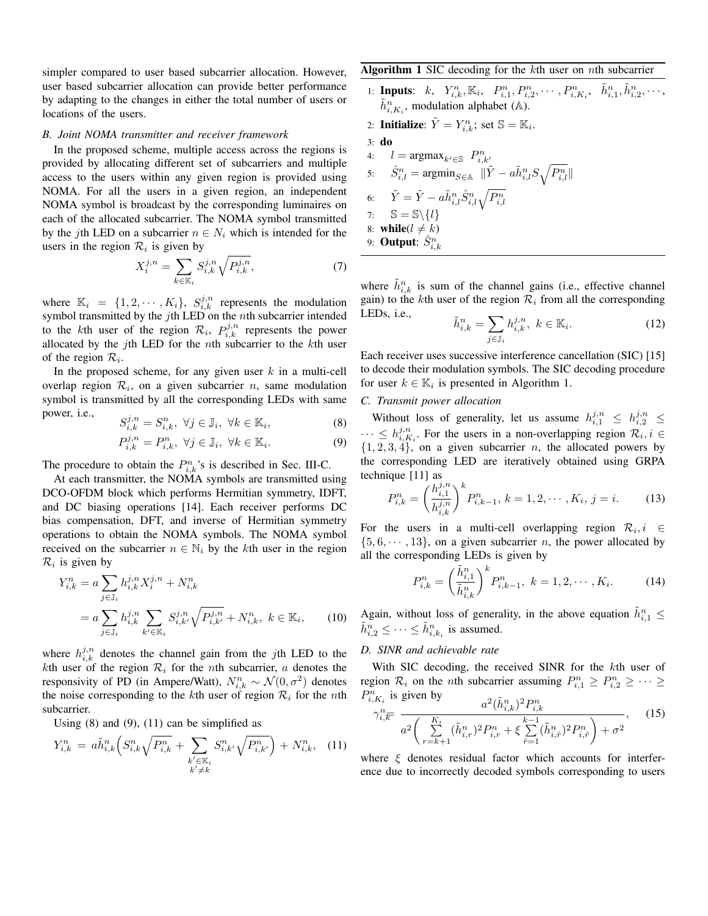simpler compared to user based subcarrier allocation. However, user based subcarrier allocation can provide better performance by adapting to the changes in either the total number of users or locations of the users.

### B. Joint NOMA transmitter and receiver framework

In the proposed scheme, multiple access across the regions is provided by allocating different set of subcarriers and multiple access to the users within any given region is provided using NOMA. For all the users in a given region, an independent NOMA symbol is broadcast by the corresponding luminaires on each of the allocated subcarrier. The NOMA symbol transmitted by the $j$th LED on a subcarrier $n \in N_i$ which is intended for the users in the region $\mathcal{R}_i$ is given by

$$X_i^{j,n} = \sum_{k \in \mathbb{K}_i} S_{i,k}^{j,n} \sqrt{P_{i,k}^{j,n}}, \tag{7}$$

where $\mathbb{K}_i = \{1, 2, \cdots, K_i\}$, $S_{i,k}^{j,n}$ represents the modulation symbol transmitted by the $j$th LED on the $n$th subcarrier intended to the $k$th user of the region $\mathcal{R}_i$, $P_{i,k}^{j,n}$ represents the power allocated by the $j$th LED for the $n$th subcarrier to the $k$th user of the region $\mathcal{R}_i$.

In the proposed scheme, for any given user $k$ in a multi-cell overlap region $\mathcal{R}_i$, on a given subcarrier $n$, same modulation symbol is transmitted by all the corresponding LEDs with same power, i.e.,

$$S_{i,k}^{j,n} = S_{i,k}^{n}, \ \forall j \in \mathbb{J}_i, \ \forall k \in \mathbb{K}_i, \tag{8}$$

$$P_{i,k}^{j,n} = P_{i,k}^{n}, \ \forall j \in \mathbb{J}_i, \ \forall k \in \mathbb{K}_i. \tag{9}$$

The procedure to obtain the $P_{i,k}^n$'s is described in Sec. III-C.

At each transmitter, the NOMA symbols are transmitted using DCO-OFDM block which performs Hermitian symmetry, IDFT, and DC biasing operations [14]. Each receiver performs DC bias compensation, DFT, and inverse of Hermitian symmetry operations to obtain the NOMA symbols. The NOMA symbol received on the subcarrier $n \in \mathbb{N}_i$ by the $k$th user in the region $\mathcal{R}_i$ is given by

$$\begin{aligned} Y_{i,k}^n &= a \sum_{j \in \mathbb{J}_i} h_{i,k}^{j,n} X_i^{j,n} + N_{i,k}^n \\ &= a \sum_{j \in \mathbb{J}_i} h_{i,k}^{j,n} \sum_{k' \in \mathbb{K}_i} S_{i,k'}^{j,n} \sqrt{P_{i,k'}^{j,n}} + N_{i,k}^n, \ k \in \mathbb{K}_i, \end{aligned} \tag{10}$$

where $h_{i,k}^{j,n}$ denotes the channel gain from the $j$th LED to the $k$th user of the region $\mathcal{R}_i$ for the $n$th subcarrier, $a$ denotes the responsivity of PD (in Ampere/Watt), $N_{i,k}^n \sim \mathcal{N}(0, \sigma^2)$ denotes the noise corresponding to the $k$th user of region $\mathcal{R}_i$ for the $n$th subcarrier.

Using (8) and (9), (11) can be simplified as

$$Y_{i,k}^n = a \tilde{h}_{i,k}^n \Big( S_{i,k}^n \sqrt{P_{i,k}^n} + \sum_{\substack{k' \in \mathbb{K}_i \\ k' \neq k}} S_{i,k'}^n \sqrt{P_{i,k'}^n} \Big) + N_{i,k}^n, \tag{11}$$

**Algorithm 1** SIC decoding for the $k$th user on $n$th subcarrier

1: **Inputs**: $k$, $Y_{i,k}^n, \mathbb{K}_i$, $P_{i,1}^n, P_{i,2}^n, \cdots, P_{i,K_i}^n$, $\tilde{h}_{i,1}^n, \tilde{h}_{i,2}^n, \cdots, \tilde{h}_{i,K_i}^n$, modulation alphabet ($\mathbb{A}$).
2: **Initialize**: $\tilde{Y} = Y_{i,k}^n$; set $\mathbb{S} = \mathbb{K}_i$.
3: **do**
4: $\quad l = \text{argmax}_{k' \in \mathbb{S}} \ P_{i,k'}^n$
5: $\quad \hat{S}_{i,l}^n = \text{argmin}_{S \in \mathbb{A}} \ \|\tilde{Y} - a\tilde{h}_{i,l}^n S \sqrt{P_{i,l}^n}\|$
6: $\quad \tilde{Y} = \tilde{Y} - a\tilde{h}_{i,l}^n \hat{S}_{i,l}^n \sqrt{P_{i,l}^n}$
7: $\quad \mathbb{S} = \mathbb{S} \backslash \{l\}$
8: **while**($l \neq k$)
9: **Output**: $\hat{S}_{i,k}^n$

where $\tilde{h}_{i,k}^n$ is sum of the channel gains (i.e., effective channel gain) to the $k$th user of the region $\mathcal{R}_i$ from all the corresponding LEDs, i.e.,

$$\tilde{h}_{i,k}^n = \sum_{j \in \mathbb{J}_i} h_{i,k}^{j,n}, \ k \in \mathbb{K}_i. \tag{12}$$

Each receiver uses successive interference cancellation (SIC) [15] to decode their modulation symbols. The SIC decoding procedure for user $k \in \mathbb{K}_i$ is presented in Algorithm 1.

### C. Transmit power allocation

Without loss of generality, let us assume $h_{i,1}^{j,n} \leq h_{i,2}^{j,n} \leq \cdots \leq h_{i,K_i}^{j,n}$. For the users in a non-overlapping region $\mathcal{R}_i, i \in \{1, 2, 3, 4\}$, on a given subcarrier $n$, the allocated powers by the corresponding LED are iteratively obtained using GRPA technique [11] as

$$P_{i,k}^n = \left( \frac{h_{i,1}^{j,n}}{h_{i,k}^{j,n}} \right)^k P_{i,k-1}^n, \ k = 1, 2, \cdots, K_i, \ j = i. \tag{13}$$

For the users in a multi-cell overlapping region $\mathcal{R}_i, i \in \{5, 6, \cdots, 13\}$, on a given subcarrier $n$, the power allocated by all the corresponding LEDs is given by

$$P_{i,k}^n = \left( \frac{\tilde{h}_{i,1}^n}{\tilde{h}_{i,k}^n} \right)^k P_{i,k-1}^n, \ k = 1, 2, \cdots, K_i. \tag{14}$$

Again, without loss of generality, in the above equation $\tilde{h}_{i,1}^n \leq \tilde{h}_{i,2}^n \leq \cdots \leq \tilde{h}_{i,k_i}^n$ is assumed.

### D. SINR and achievable rate

With SIC decoding, the received SINR for the $k$th user of region $\mathcal{R}_i$ on the $n$th subcarrier assuming $P_{i,1}^n \geq P_{i,2}^n \geq \cdots \geq P_{i,K_i}^n$ is given by

$$\gamma_{i,k}^n = \frac{a^2 (\tilde{h}_{i,k}^n)^2 P_{i,k}^n}{a^2 \left( \sum\limits_{r=k+1}^{K_i} (\tilde{h}_{i,r}^n)^2 P_{i,r}^n + \xi \sum\limits_{\hat{r}=1}^{k-1} (\tilde{h}_{i,\hat{r}}^n)^2 P_{i,\hat{r}}^n \right) + \sigma^2}, \tag{15}$$

where $\xi$ denotes residual factor which accounts for interference due to incorrectly decoded symbols corresponding to users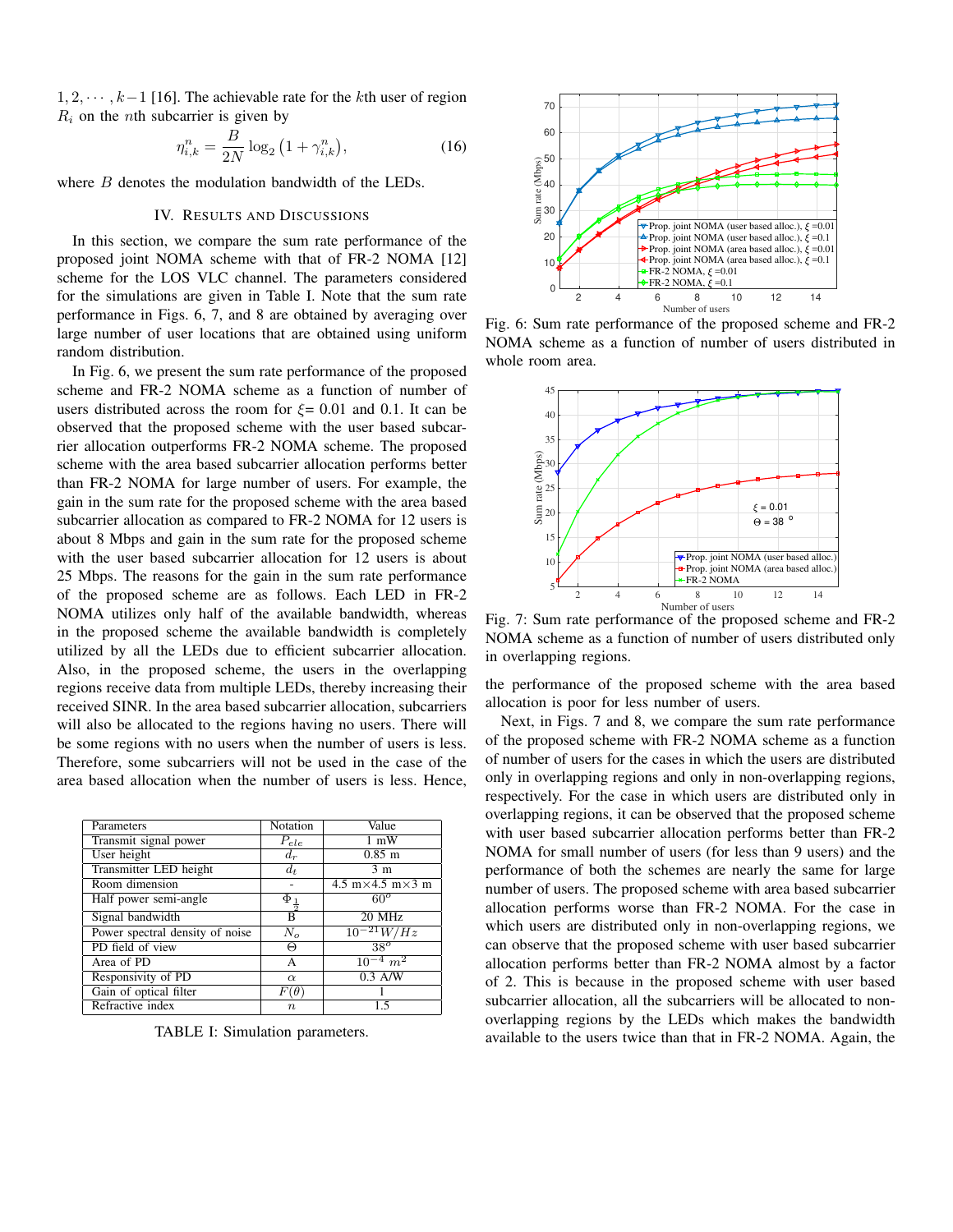$1, 2, \cdots, k-1$ [16]. The achievable rate for the $k$th user of region $R_i$ on the $n$th subcarrier is given by

$$\eta_{i,k}^n = \frac{B}{2N}\log_2\left(1 + \gamma_{i,k}^n\right), \tag{16}$$

where $B$ denotes the modulation bandwidth of the LEDs.

## IV. Results and Discussions

In this section, we compare the sum rate performance of the proposed joint NOMA scheme with that of FR-2 NOMA [12] scheme for the LOS VLC channel. The parameters considered for the simulations are given in Table I. Note that the sum rate performance in Figs. 6, 7, and 8 are obtained by averaging over large number of user locations that are obtained using uniform random distribution.

In Fig. 6, we present the sum rate performance of the proposed scheme and FR-2 NOMA scheme as a function of number of users distributed across the room for $\xi$= 0.01 and 0.1. It can be observed that the proposed scheme with the user based subcarrier allocation outperforms FR-2 NOMA scheme. The proposed scheme with the area based subcarrier allocation performs better than FR-2 NOMA for large number of users. For example, the gain in the sum rate for the proposed scheme with the area based subcarrier allocation as compared to FR-2 NOMA for 12 users is about 8 Mbps and gain in the sum rate for the proposed scheme with the user based subcarrier allocation for 12 users is about 25 Mbps. The reasons for the gain in the sum rate performance of the proposed scheme are as follows. Each LED in FR-2 NOMA utilizes only half of the available bandwidth, whereas in the proposed scheme the available bandwidth is completely utilized by all the LEDs due to efficient subcarrier allocation. Also, in the proposed scheme, the users in the overlapping regions receive data from multiple LEDs, thereby increasing their received SINR. In the area based subcarrier allocation, subcarriers will also be allocated to the regions having no users. There will be some regions with no users when the number of users is less. Therefore, some subcarriers will not be used in the case of the area based allocation when the number of users is less. Hence, the performance of the proposed scheme with the area based allocation is poor for less number of users.

| Parameters | Notation | Value |
|---|---|---|
| Transmit signal power | $P_{ele}$ | 1 mW |
| User height | $d_r$ | 0.85 m |
| Transmitter LED height | $d_t$ | 3 m |
| Room dimension | - | 4.5 m×4.5 m×3 m |
| Half power semi-angle | $\Phi_{\frac{1}{2}}$ | $60^o$ |
| Signal bandwidth | B | 20 MHz |
| Power spectral density of noise | $N_o$ | $10^{-21} W/Hz$ |
| PD field of view | $\Theta$ | $38^o$ |
| Area of PD | A | $10^{-4}\ m^2$ |
| Responsivity of PD | $\alpha$ | 0.3 A/W |
| Gain of optical filter | $F(\theta)$ | 1 |
| Refractive index | $n$ | 1.5 |

TABLE I: Simulation parameters.

Fig. 6: Sum rate performance of the proposed scheme and FR-2 NOMA scheme as a function of number of users distributed in whole room area.

Fig. 7: Sum rate performance of the proposed scheme and FR-2 NOMA scheme as a function of number of users distributed only in overlapping regions.

Next, in Figs. 7 and 8, we compare the sum rate performance of the proposed scheme with FR-2 NOMA scheme as a function of number of users for the cases in which the users are distributed only in overlapping regions and only in non-overlapping regions, respectively. For the case in which users are distributed only in overlapping regions, it can be observed that the proposed scheme with user based subcarrier allocation performs better than FR-2 NOMA for small number of users (for less than 9 users) and the performance of both the schemes are nearly the same for large number of users. The proposed scheme with area based subcarrier allocation performs worse than FR-2 NOMA. For the case in which users are distributed only in non-overlapping regions, we can observe that the proposed scheme with user based subcarrier allocation performs better than FR-2 NOMA almost by a factor of 2. This is because in the proposed scheme with user based subcarrier allocation, all the subcarriers will be allocated to non-overlapping regions by the LEDs which makes the bandwidth available to the users twice than that in FR-2 NOMA. Again, the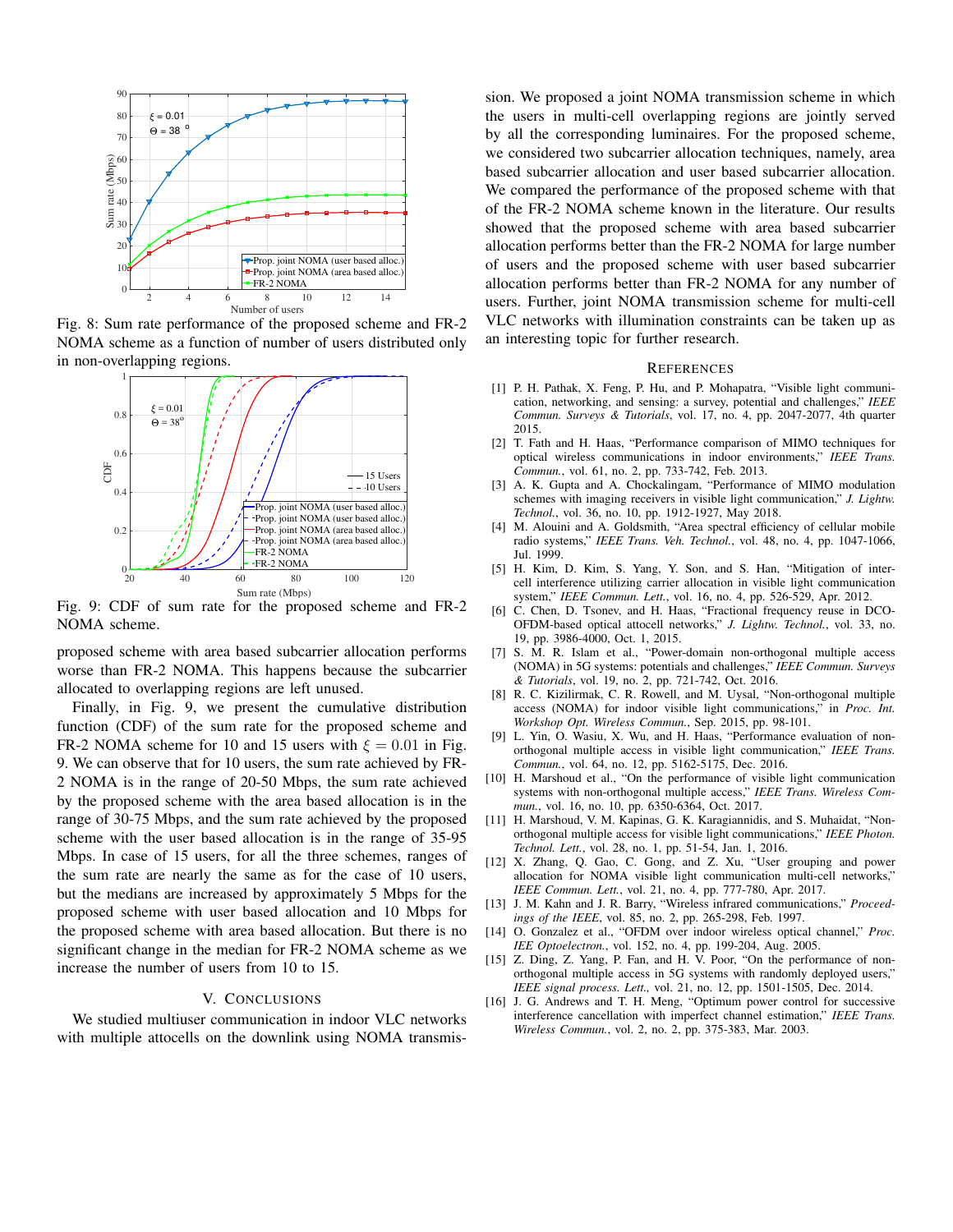ξ = 0.01
Θ = 38 °

Sum rate (Mbps)

0
10
20
30
40
50
60
70
80
90

2
4
6
8
10
12
14

Number of users

Prop. joint NOMA (user based alloc.)
Prop. joint NOMA (area based alloc.)
FR-2 NOMA

Fig. 8: Sum rate performance of the proposed scheme and FR-2 NOMA scheme as a function of number of users distributed only in non-overlapping regions.

ξ = 0.01
Θ = 38°

CDF

0
0.2
0.4
0.6
0.8
1

20
40
60
80
100
120

Sum rate (Mbps)

15 Users
10 Users

Prop. joint NOMA (user based alloc.)
Prop. joint NOMA (user based alloc.)
Prop. joint NOMA (area based alloc.)
Prop. joint NOMA (area based alloc.)
FR-2 NOMA
FR-2 NOMA

Fig. 9: CDF of sum rate for the proposed scheme and FR-2 NOMA scheme.

proposed scheme with area based subcarrier allocation performs worse than FR-2 NOMA. This happens because the subcarrier allocated to overlapping regions are left unused.

Finally, in Fig. 9, we present the cumulative distribution function (CDF) of the sum rate for the proposed scheme and FR-2 NOMA scheme for 10 and 15 users with $\xi = 0.01$ in Fig. 9. We can observe that for 10 users, the sum rate achieved by FR-2 NOMA is in the range of 20-50 Mbps, the sum rate achieved by the proposed scheme with the area based allocation is in the range of 30-75 Mbps, and the sum rate achieved by the proposed scheme with the user based allocation is in the range of 35-95 Mbps. In case of 15 users, for all the three schemes, ranges of the sum rate are nearly the same as for the case of 10 users, but the medians are increased by approximately 5 Mbps for the proposed scheme with user based allocation and 10 Mbps for the proposed scheme with area based allocation. But there is no significant change in the median for FR-2 NOMA scheme as we increase the number of users from 10 to 15.

## V. Conclusions

We studied multiuser communication in indoor VLC networks with multiple attocells on the downlink using NOMA transmission. We proposed a joint NOMA transmission scheme in which the users in multi-cell overlapping regions are jointly served by all the corresponding luminaires. For the proposed scheme, we considered two subcarrier allocation techniques, namely, area based subcarrier allocation and user based subcarrier allocation. We compared the performance of the proposed scheme with that of the FR-2 NOMA scheme known in the literature. Our results showed that the proposed scheme with area based subcarrier allocation performs better than the FR-2 NOMA for large number of users and the proposed scheme with user based subcarrier allocation performs better than FR-2 NOMA for any number of users. Further, joint NOMA transmission scheme for multi-cell VLC networks with illumination constraints can be taken up as an interesting topic for further research.

## References

[1] P. H. Pathak, X. Feng, P. Hu, and P. Mohapatra, "Visible light communication, networking, and sensing: a survey, potential and challenges," *IEEE Commun. Surveys & Tutorials*, vol. 17, no. 4, pp. 2047-2077, 4th quarter 2015.

[2] T. Fath and H. Haas, "Performance comparison of MIMO techniques for optical wireless communications in indoor environments," *IEEE Trans. Commun.*, vol. 61, no. 2, pp. 733-742, Feb. 2013.

[3] A. K. Gupta and A. Chockalingam, "Performance of MIMO modulation schemes with imaging receivers in visible light communication," *J. Lightw. Technol.*, vol. 36, no. 10, pp. 1912-1927, May 2018.

[4] M. Alouini and A. Goldsmith, "Area spectral efficiency of cellular mobile radio systems," *IEEE Trans. Veh. Technol.*, vol. 48, no. 4, pp. 1047-1066, Jul. 1999.

[5] H. Kim, D. Kim, S. Yang, Y. Son, and S. Han, "Mitigation of inter-cell interference utilizing carrier allocation in visible light communication system," *IEEE Commun. Lett.*, vol. 16, no. 4, pp. 526-529, Apr. 2012.

[6] C. Chen, D. Tsonev, and H. Haas, "Fractional frequency reuse in DCO-OFDM-based optical attocell networks," *J. Lightw. Technol.*, vol. 33, no. 19, pp. 3986-4000, Oct. 1, 2015.

[7] S. M. R. Islam et al., "Power-domain non-orthogonal multiple access (NOMA) in 5G systems: potentials and challenges," *IEEE Commun. Surveys & Tutorials*, vol. 19, no. 2, pp. 721-742, Oct. 2016.

[8] R. C. Kizilirmak, C. R. Rowell, and M. Uysal, "Non-orthogonal multiple access (NOMA) for indoor visible light communications," in *Proc. Int. Workshop Opt. Wireless Commun.*, Sep. 2015, pp. 98-101.

[9] L. Yin, O. Wasiu, X. Wu, and H. Haas, "Performance evaluation of non-orthogonal multiple access in visible light communication," *IEEE Trans. Commun.*, vol. 64, no. 12, pp. 5162-5175, Dec. 2016.

[10] H. Marshoud et al., "On the performance of visible light communication systems with non-orthogonal multiple access," *IEEE Trans. Wireless Commun.*, vol. 16, no. 10, pp. 6350-6364, Oct. 2017.

[11] H. Marshoud, V. M. Kapinas, G. K. Karagiannidis, and S. Muhaidat, "Non-orthogonal multiple access for visible light communications," *IEEE Photon. Technol. Lett.*, vol. 28, no. 1, pp. 51-54, Jan. 1, 2016.

[12] X. Zhang, Q. Gao, C. Gong, and Z. Xu, "User grouping and power allocation for NOMA visible light communication multi-cell networks," *IEEE Commun. Lett.*, vol. 21, no. 4, pp. 777-780, Apr. 2017.

[13] J. M. Kahn and J. R. Barry, "Wireless infrared communications," *Proceedings of the IEEE*, vol. 85, no. 2, pp. 265-298, Feb. 1997.

[14] O. Gonzalez et al., "OFDM over indoor wireless optical channel," *Proc. IEE Optoelectron.*, vol. 152, no. 4, pp. 199-204, Aug. 2005.

[15] Z. Ding, Z. Yang, P. Fan, and H. V. Poor, "On the performance of non-orthogonal multiple access in 5G systems with randomly deployed users," *IEEE signal process. Lett.,* vol. 21, no. 12, pp. 1501-1505, Dec. 2014.

[16] J. G. Andrews and T. H. Meng, "Optimum power control for successive interference cancellation with imperfect channel estimation," *IEEE Trans. Wireless Commun.*, vol. 2, no. 2, pp. 375-383, Mar. 2003.